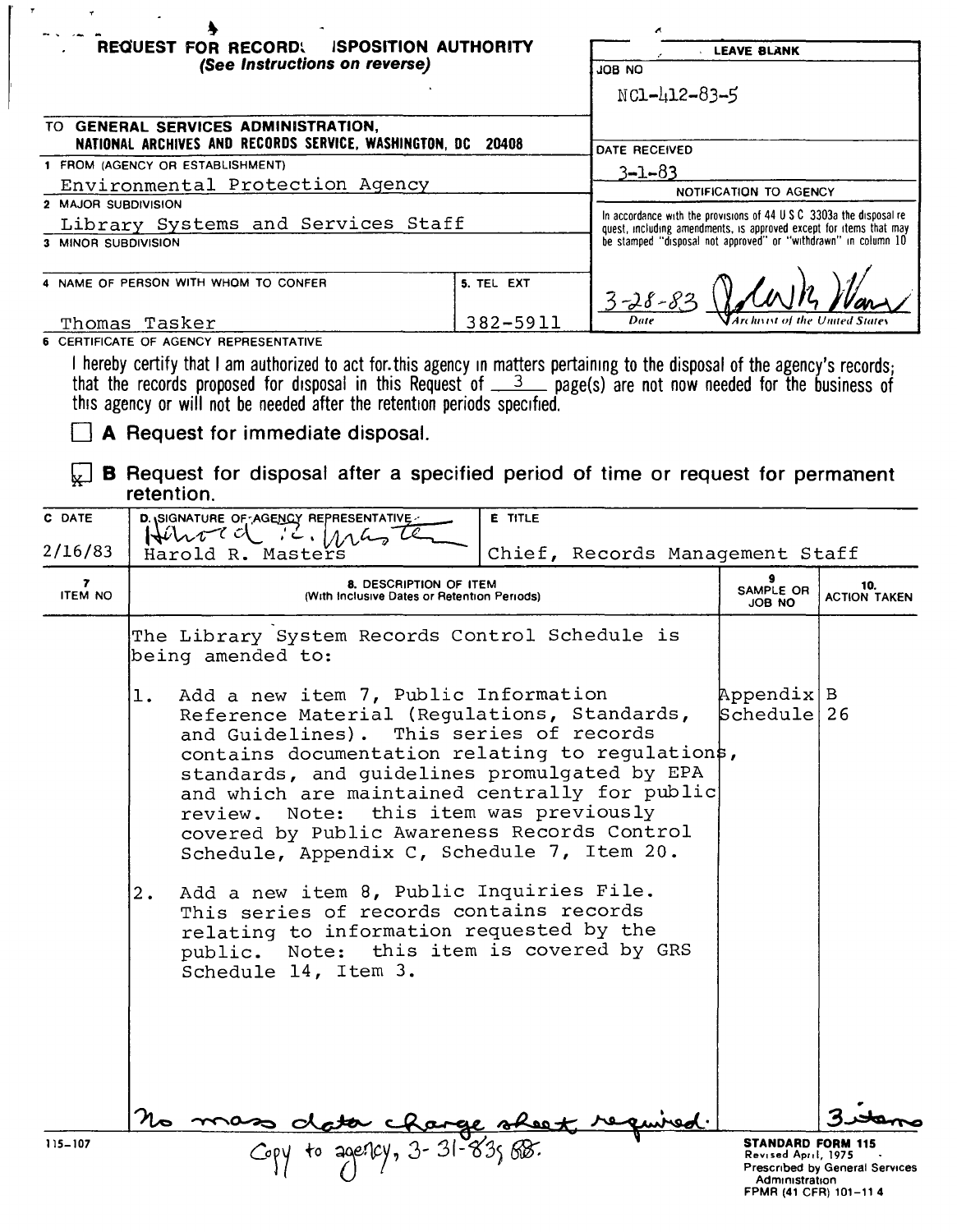# REQUEST FOR RECORDS DISPOSITION AUTHORITY

*(See Instructions on reverse)*

**LEAVE BLANK**

JOB NO: NC1-412-83-5

DATE RECEIVED: 3-1-83

**NOTIFICATION TO AGENCY**

In accordance with the provisions of 44 U S C 3303a the disposal request, including amendments, is approved except for items that may be stamped "disposal not approved" or "withdrawn" in column 10

3-28-83 — Date — Archivist of the United States

TO **GENERAL SERVICES ADMINISTRATION, NATIONAL ARCHIVES AND RECORDS SERVICE, WASHINGTON, DC 20408**

1 FROM (AGENCY OR ESTABLISHMENT): Environmental Protection Agency

2 MAJOR SUBDIVISION: Library Systems and Services Staff

3 MINOR SUBDIVISION:

4 NAME OF PERSON WITH WHOM TO CONFER: Thomas Tasker

5. TEL EXT: 382-5911

6 CERTIFICATE OF AGENCY REPRESENTATIVE

I hereby certify that I am authorized to act for this agency in matters pertaining to the disposal of the agency's records; that the records proposed for disposal in this Request of 3 page(s) are not now needed for the business of this agency or will not be needed after the retention periods specified.

☐ **A** Request for immediate disposal.

☒ **B** Request for disposal after a specified period of time or request for permanent retention.

| C DATE | D. SIGNATURE OF AGENCY REPRESENTATIVE | E TITLE |
|---|---|---|
| 2/16/83 | Harold R. Masters | Chief, Records Management Staff |

| 7. ITEM NO | 8. DESCRIPTION OF ITEM (With Inclusive Dates or Retention Periods) | 9. SAMPLE OR JOB NO | 10. ACTION TAKEN |
|---|---|---|---|
| | The Library System Records Control Schedule is being amended to: | | |
| | 1. Add a new item 7, Public Information Reference Material (Regulations, Standards, and Guidelines). This series of records contains documentation relating to regulations, standards, and guidelines promulgated by EPA and which are maintained centrally for public review. Note: this item was previously covered by Public Awareness Records Control Schedule, Appendix C, Schedule 7, Item 20. | Appendix B Schedule 26 | |
| | 2. Add a new item 8, Public Inquiries File. This series of records contains records relating to information requested by the public. Note: this item is covered by GRS Schedule 14, Item 3. | | |
| | No mass data change sheet required. | | 3 items |

Copy to agency, 3-31-83

115-107

**STANDARD FORM 115**
Revised April, 1975
Prescribed by General Services Administration
FPMR (41 CFR) 101-11 4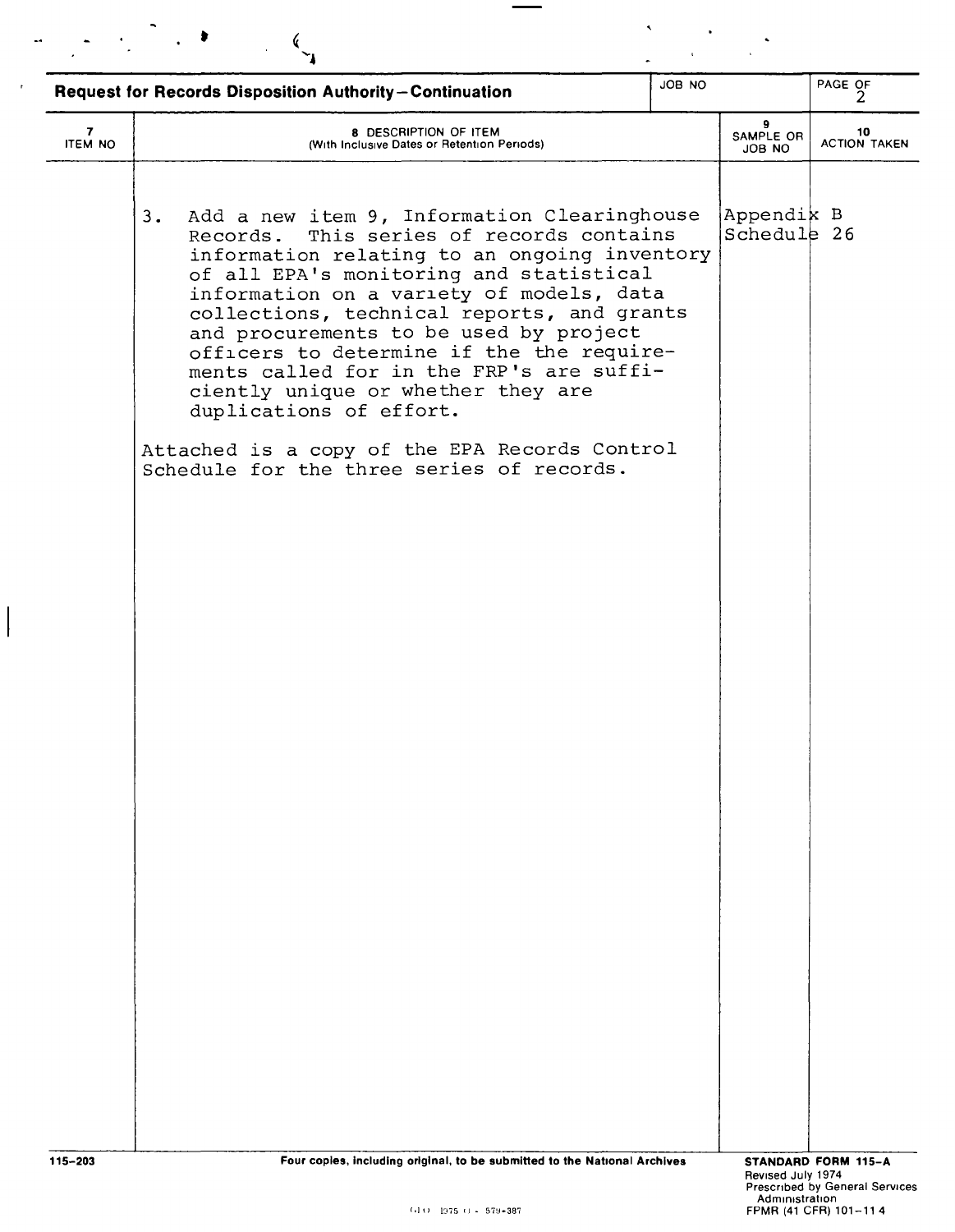## Request for Records Disposition Authority—Continuation

| JOB NO | PAGE OF |
|---|---|
| | 2 |

| 7 ITEM NO | 8 DESCRIPTION OF ITEM (With Inclusive Dates or Retention Periods) | 9 SAMPLE OR JOB NO | 10 ACTION TAKEN |
|---|---|---|---|
| | 3. Add a new item 9, Information Clearinghouse Records. This series of records contains information relating to an ongoing inventory of all EPA's monitoring and statistical information on a variety of models, data collections, technical reports, and grants and procurements to be used by project officers to determine if the the requirements called for in the FRP's are sufficiently unique or whether they are duplications of effort. | Appendix B Schedule 26 | |
| | Attached is a copy of the EPA Records Control Schedule for the three series of records. | | |

115-203 — Four copies, including original, to be submitted to the National Archives

STANDARD FORM 115-A
Revised July 1974
Prescribed by General Services Administration
FPMR (41 CFR) 101-11 4

GPO 1975 O - 579-387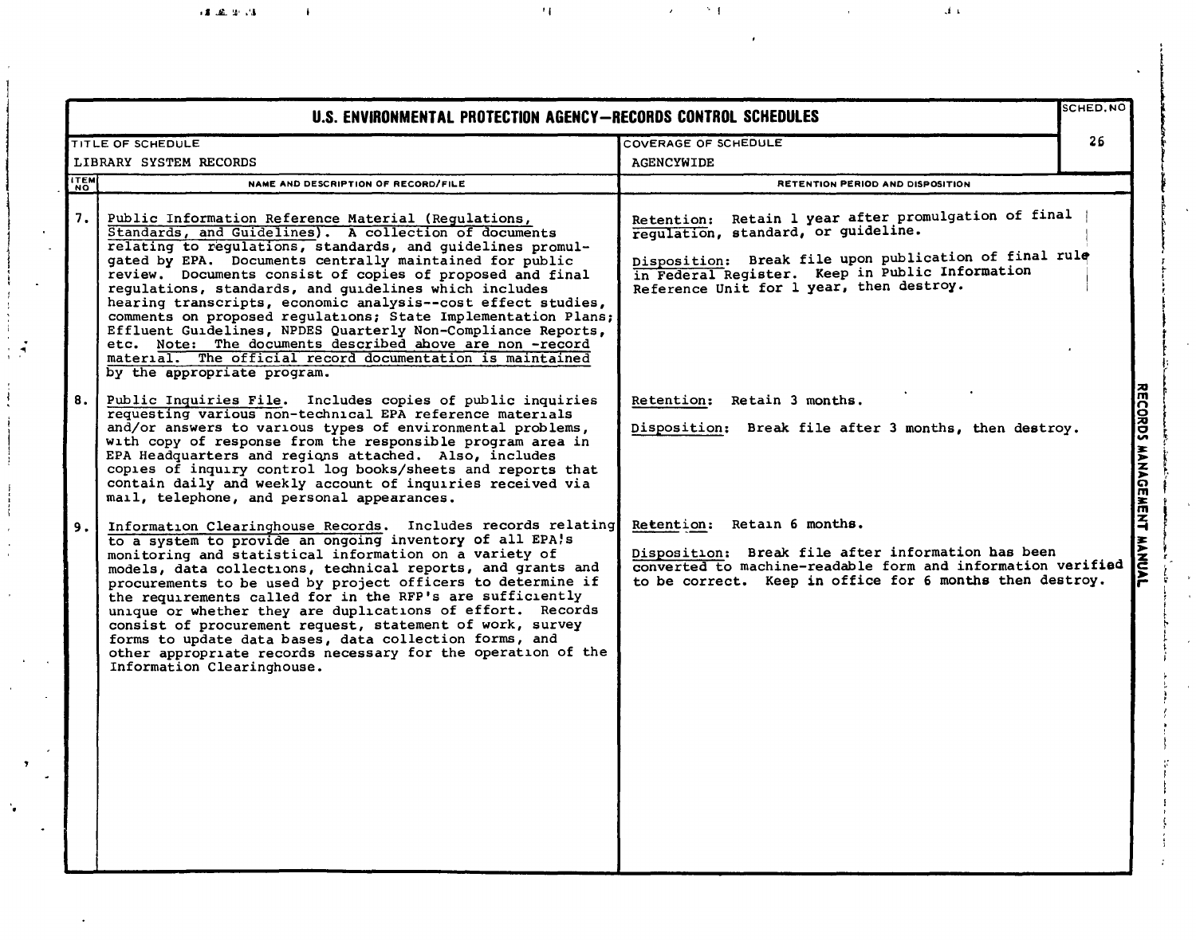# U.S. ENVIRONMENTAL PROTECTION AGENCY—RECORDS CONTROL SCHEDULES

| TITLE OF SCHEDULE | COVERAGE OF SCHEDULE | SCHED. NO |
|---|---|---|
| LIBRARY SYSTEM RECORDS | AGENCYWIDE | 26 |

| ITEM NO | NAME AND DESCRIPTION OF RECORD/FILE | RETENTION PERIOD AND DISPOSITION |
|---|---|---|
| 7. | Public Information Reference Material (Regulations, Standards, and Guidelines). A collection of documents relating to regulations, standards, and guidelines promulgated by EPA. Documents centrally maintained for public review. Documents consist of copies of proposed and final regulations, standards, and guidelines which includes hearing transcripts, economic analysis--cost effect studies, comments on proposed regulations; State Implementation Plans; Effluent Guidelines, NPDES Quarterly Non-Compliance Reports, etc. Note: The documents described above are non -record material. The official record documentation is maintained by the appropriate program. | Retention: Retain 1 year after promulgation of final regulation, standard, or guideline.<br><br>Disposition: Break file upon publication of final rule in Federal Register. Keep in Public Information Reference Unit for 1 year, then destroy. |
| 8. | Public Inquiries File. Includes copies of public inquiries requesting various non-technical EPA reference materials and/or answers to various types of environmental problems, with copy of response from the responsible program area in EPA Headquarters and regions attached. Also, includes copies of inquiry control log books/sheets and reports that contain daily and weekly account of inquiries received via mail, telephone, and personal appearances. | Retention: Retain 3 months.<br><br>Disposition: Break file after 3 months, then destroy. |
| 9. | Information Clearinghouse Records. Includes records relating to a system to provide an ongoing inventory of all EPA's monitoring and statistical information on a variety of models, data collections, technical reports, and grants and procurements to be used by project officers to determine if the requirements called for in the RFP's are sufficiently unique or whether they are duplications of effort. Records consist of procurement request, statement of work, survey forms to update data bases, data collection forms, and other appropriate records necessary for the operation of the Information Clearinghouse. | Retention: Retain 6 months.<br><br>Disposition: Break file after information has been converted to machine-readable form and information verified to be correct. Keep in office for 6 months then destroy. |

RECORDS MANAGEMENT MANUAL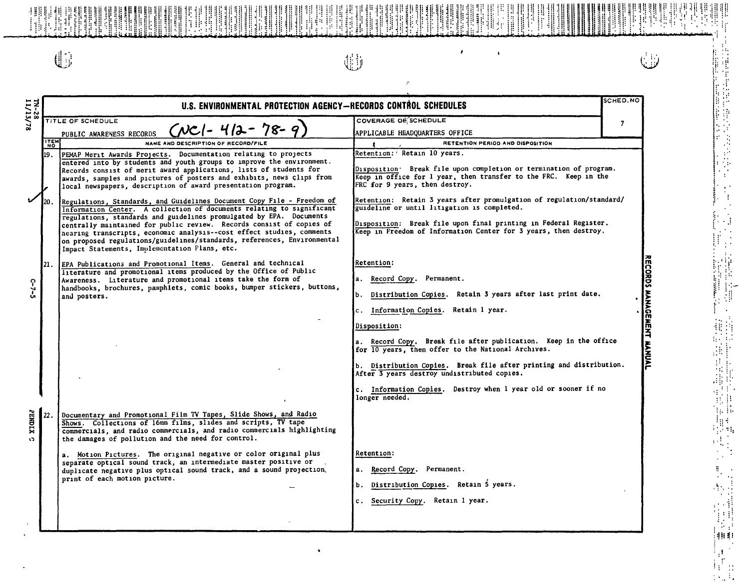# U.S. ENVIRONMENTAL PROTECTION AGENCY—RECORDS CONTROL SCHEDULES

| TITLE OF SCHEDULE | COVERAGE OF SCHEDULE | SCHED. NO |
|---|---|---|
| PUBLIC AWARENESS RECORDS (NC1-412-78-9) | APPLICABLE HEADQUARTERS OFFICE | 7 |

| ITEM NO | NAME AND DESCRIPTION OF RECORD/FILE | RETENTION PERIOD AND DISPOSITION |
|---|---|---|
| 19. | PEMAP Merit Awards Projects. Documentation relating to projects entered into by students and youth groups to improve the environment. Records consist of merit award applications, lists of students for awards, samples and pictures of posters and exhibits, news clips from local newspapers, description of award presentation program. | Retention: Retain 10 years.<br><br>Disposition: Break file upon completion or termination of program. Keep in office for 1 year, then transfer to the FRC. Keep in the FRC for 9 years, then destroy. |
| 20. | Regulations, Standards, and Guidelines Document Copy File - Freedom of Information Center. A collection of documents relating to significant regulations, standards and guidelines promulgated by EPA. Documents centrally maintained for public review. Records consist of copies of hearing transcripts, economic analysis--cost effect studies, comments on proposed regulations/guidelines/standards, references, Environmental Impact Statements, Implementation Plans, etc. | Retention: Retain 3 years after promulgation of regulation/standard/guideline or until litigation is completed.<br><br>Disposition: Break file upon final printing in Federal Register. Keep in Freedom of Information Center for 3 years, then destroy. |
| 21. | EPA Publications and Promotional Items. General and technical literature and promotional items produced by the Office of Public Awareness. Literature and promotional items take the form of handbooks, brochures, pamphlets, comic books, bumper stickers, buttons, and posters. | Retention:<br><br>a. Record Copy. Permanent.<br><br>b. Distribution Copies. Retain 3 years after last print date.<br><br>c. Information Copies. Retain 1 year.<br><br>Disposition:<br><br>a. Record Copy. Break file after publication. Keep in the office for 10 years, then offer to the National Archives.<br><br>b. Distribution Copies. Break file after printing and distribution. After 3 years destroy undistributed copies.<br><br>c. Information Copies. Destroy when 1 year old or sooner if no longer needed. |
| 22. | Documentary and Promotional Film TV Tapes, Slide Shows, and Radio Shows. Collections of 16mm films, slides and scripts, TV tape commercials, and radio commercials, and radio commercials highlighting the damages of pollution and the need for control.<br><br>a. Motion Pictures. The original negative or color original plus separate optical sound track, an intermediate master positive or duplicate negative plus optical sound track, and a sound projection print of each motion picture. | Retention:<br><br>a. Record Copy. Permanent.<br><br>b. Distribution Copies. Retain 5 years.<br><br>c. Security Copy. Retain 1 year. |

TN-28 11/13/78

C-7-5

RECORDS MANAGEMENT MANUAL

APPENDIX C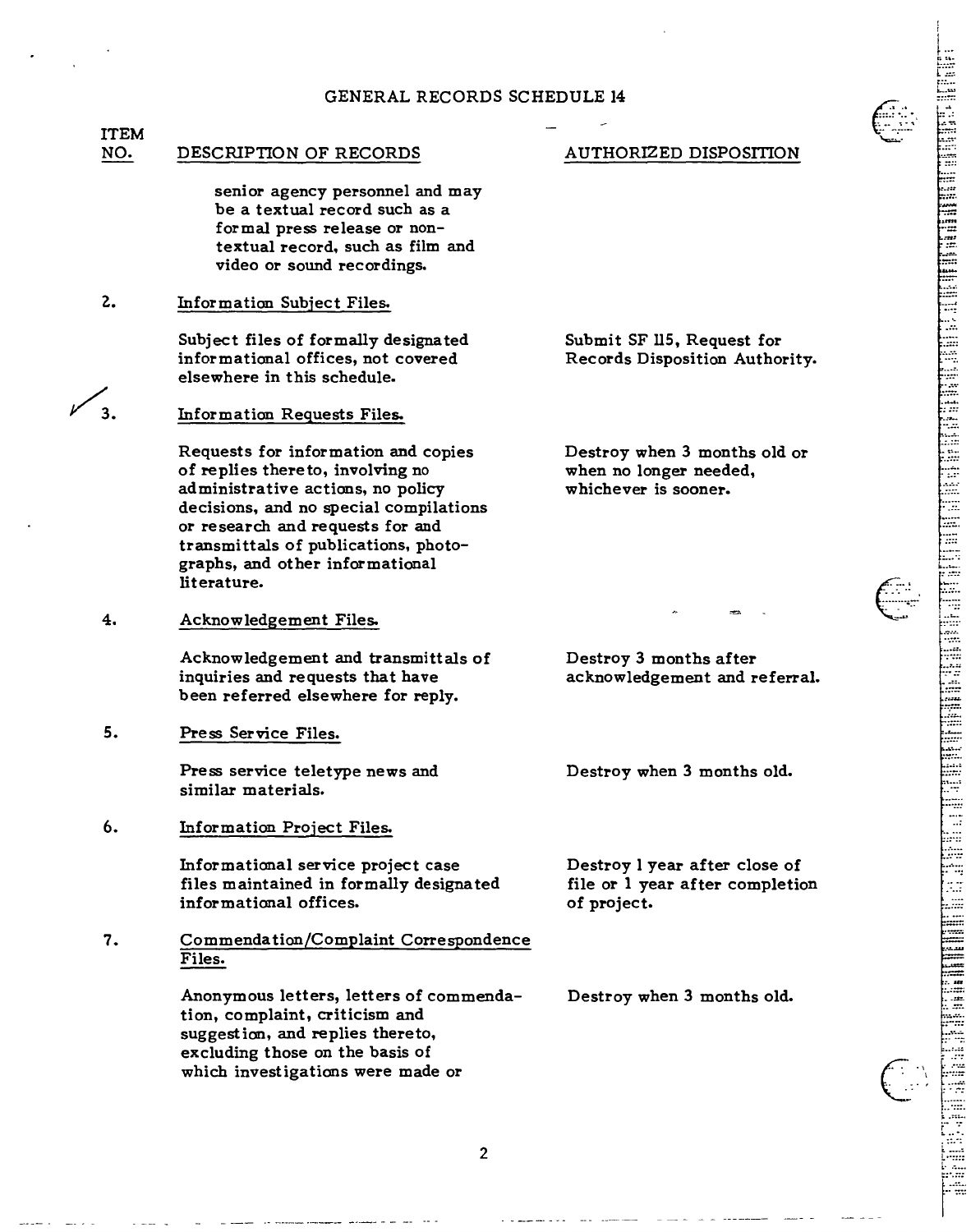# GENERAL RECORDS SCHEDULE 14

| ITEM NO. | DESCRIPTION OF RECORDS | AUTHORIZED DISPOSITION |
|---|---|---|
| | senior agency personnel and may be a textual record such as a formal press release or non-textual record, such as film and video or sound recordings. | |
| 2. | Information Subject Files. | |
| | Subject files of formally designated informational offices, not covered elsewhere in this schedule. | Submit SF 115, Request for Records Disposition Authority. |
| 3. | Information Requests Files. | |
| | Requests for information and copies of replies thereto, involving no administrative actions, no policy decisions, and no special compilations or research and requests for and transmittals of publications, photographs, and other informational literature. | Destroy when 3 months old or when no longer needed, whichever is sooner. |
| 4. | Acknowledgement Files. | |
| | Acknowledgement and transmittals of inquiries and requests that have been referred elsewhere for reply. | Destroy 3 months after acknowledgement and referral. |
| 5. | Press Service Files. | |
| | Press service teletype news and similar materials. | Destroy when 3 months old. |
| 6. | Information Project Files. | |
| | Informational service project case files maintained in formally designated informational offices. | Destroy 1 year after close of file or 1 year after completion of project. |
| 7. | Commendation/Complaint Correspondence Files. | |
| | Anonymous letters, letters of commendation, complaint, criticism and suggestion, and replies thereto, excluding those on the basis of which investigations were made or | Destroy when 3 months old. |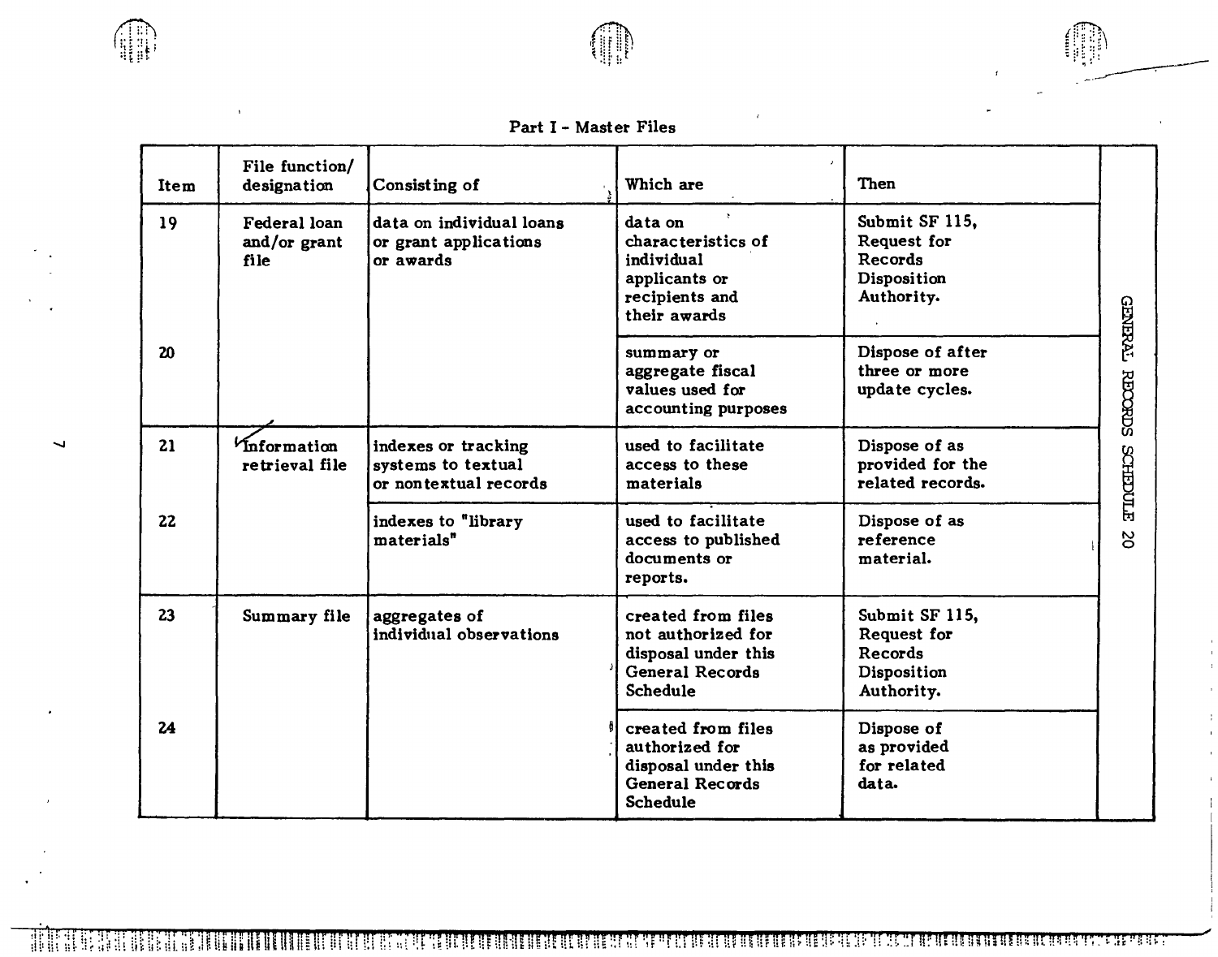## Part I - Master Files

| Item | File function/ designation | Consisting of | Which are | Then |
|---|---|---|---|---|
| 19 | Federal loan and/or grant file | data on individual loans or grant applications or awards | data on characteristics of individual applicants or recipients and their awards | Submit SF 115, Request for Records Disposition Authority. |
| 20 | | | summary or aggregate fiscal values used for accounting purposes | Dispose of after three or more update cycles. |
| 21 | Information retrieval file | indexes or tracking systems to textual or nontextual records | used to facilitate access to these materials | Dispose of as provided for the related records. |
| 22 | | indexes to "library materials" | used to facilitate access to published documents or reports. | Dispose of as reference material. |
| 23 | Summary file | aggregates of individual observations | created from files not authorized for disposal under this General Records Schedule | Submit SF 115, Request for Records Disposition Authority. |
| 24 | | | created from files authorized for disposal under this General Records Schedule | Dispose of as provided for related data. |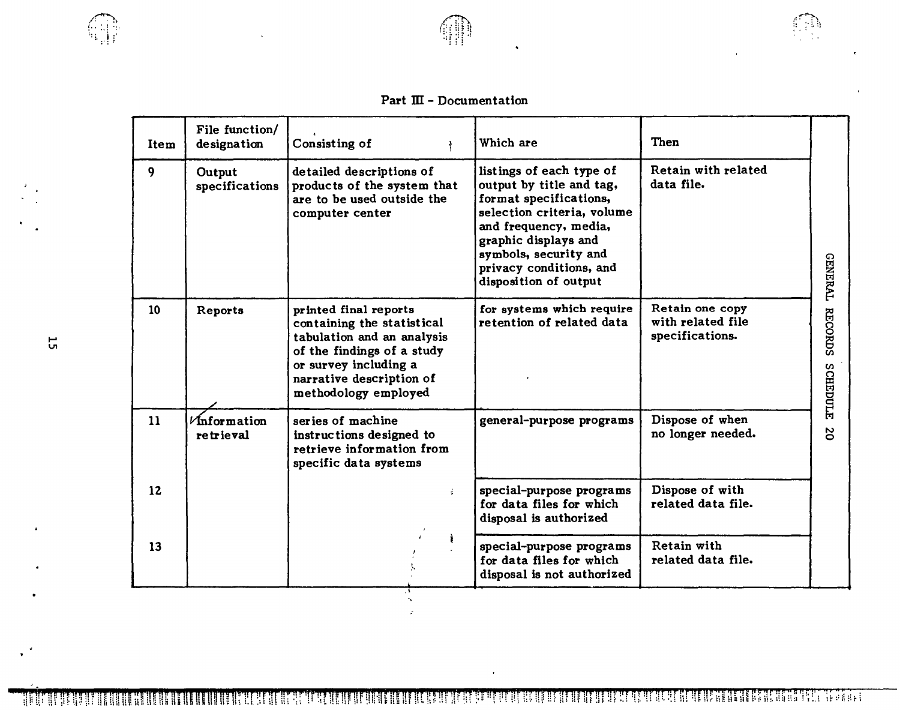Part III - Documentation

| Item | File function/ designation | Consisting of | Which are | Then |
|---|---|---|---|---|
| 9 | Output specifications | detailed descriptions of products of the system that are to be used outside the computer center | listings of each type of output by title and tag, format specifications, selection criteria, volume and frequency, media, graphic displays and symbols, security and privacy conditions, and disposition of output | Retain with related data file. |
| 10 | Reports | printed final reports containing the statistical tabulation and an analysis of the findings of a study or survey including a narrative description of methodology employed | for systems which require retention of related data | Retain one copy with related file specifications. |
| 11 | Information retrieval | series of machine instructions designed to retrieve information from specific data systems | general-purpose programs | Dispose of when no longer needed. |
| 12 | | | special-purpose programs for data files for which disposal is authorized | Dispose of with related data file. |
| 13 | | | special-purpose programs for data files for which disposal is not authorized | Retain with related data file. |

GENERAL RECORDS SCHEDULE 20